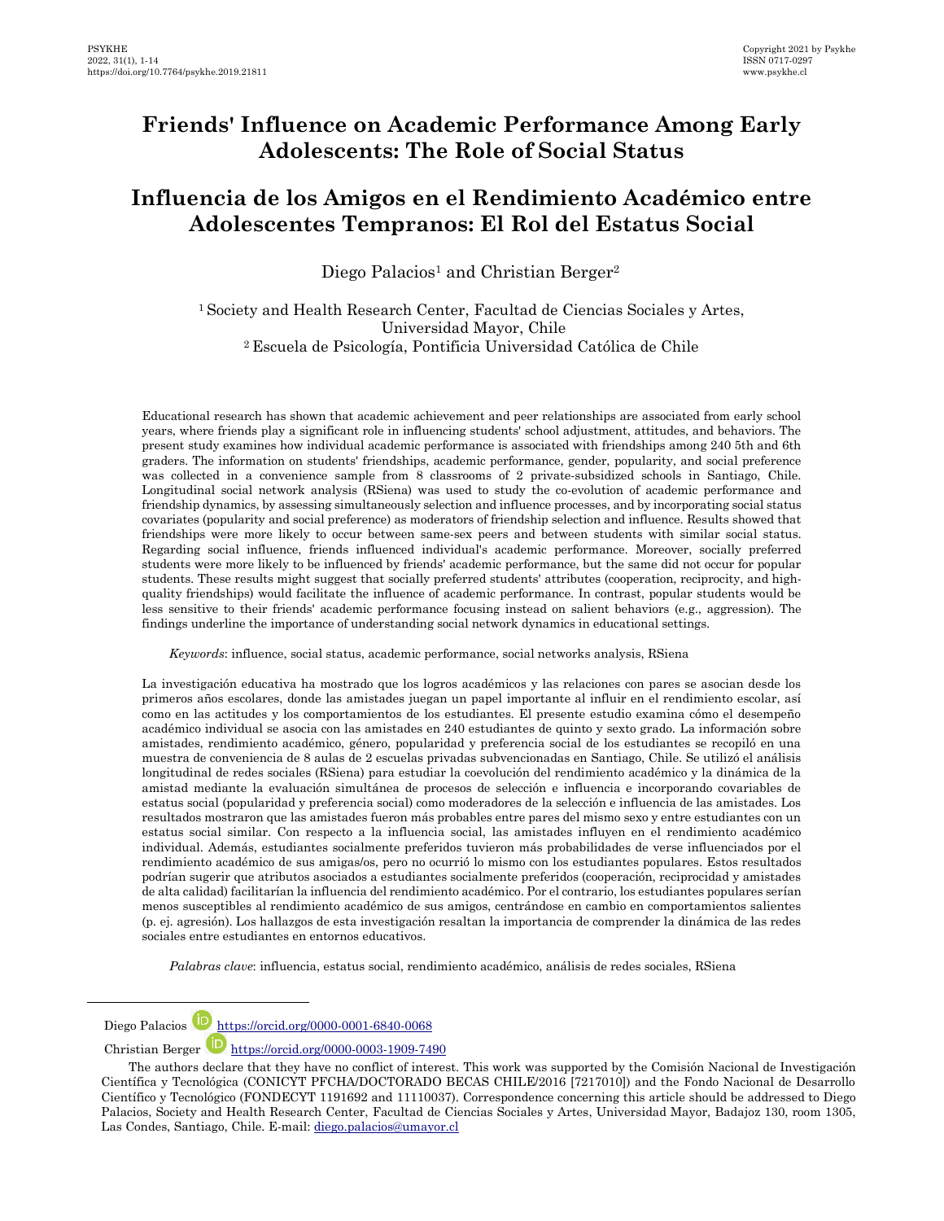# Friends' Influence on Academic Performance Among Early Adolescents: The Role of Social Status

# Influencia de los Amigos en el Rendimiento Académico entre Adolescentes Tempranos: El Rol del Estatus Social

Diego Palacios[1] and Christian Berger[2]

[1] Society and Health Research Center, Facultad de Ciencias Sociales y Artes, Universidad Mayor, Chile
[2] Escuela de Psicología, Pontificia Universidad Católica de Chile

Educational research has shown that academic achievement and peer relationships are associated from early school years, where friends play a significant role in influencing students' school adjustment, attitudes, and behaviors. The present study examines how individual academic performance is associated with friendships among 240 5th and 6th graders. The information on students' friendships, academic performance, gender, popularity, and social preference was collected in a convenience sample from 8 classrooms of 2 private-subsidized schools in Santiago, Chile. Longitudinal social network analysis (RSiena) was used to study the co-evolution of academic performance and friendship dynamics, by assessing simultaneously selection and influence processes, and by incorporating social status covariates (popularity and social preference) as moderators of friendship selection and influence. Results showed that friendships were more likely to occur between same-sex peers and between students with similar social status. Regarding social influence, friends influenced individual's academic performance. Moreover, socially preferred students were more likely to be influenced by friends' academic performance, but the same did not occur for popular students. These results might suggest that socially preferred students' attributes (cooperation, reciprocity, and high-quality friendships) would facilitate the influence of academic performance. In contrast, popular students would be less sensitive to their friends' academic performance focusing instead on salient behaviors (e.g., aggression). The findings underline the importance of understanding social network dynamics in educational settings.

*Keywords*: influence, social status, academic performance, social networks analysis, RSiena

La investigación educativa ha mostrado que los logros académicos y las relaciones con pares se asocian desde los primeros años escolares, donde las amistades juegan un papel importante al influir en el rendimiento escolar, así como en las actitudes y los comportamientos de los estudiantes. El presente estudio examina cómo el desempeño académico individual se asocia con las amistades en 240 estudiantes de quinto y sexto grado. La información sobre amistades, rendimiento académico, género, popularidad y preferencia social de los estudiantes se recopiló en una muestra de conveniencia de 8 aulas de 2 escuelas privadas subvencionadas en Santiago, Chile. Se utilizó el análisis longitudinal de redes sociales (RSiena) para estudiar la coevolución del rendimiento académico y la dinámica de la amistad mediante la evaluación simultánea de procesos de selección e influencia e incorporando covariables de estatus social (popularidad y preferencia social) como moderadores de la selección e influencia de las amistades. Los resultados mostraron que las amistades fueron más probables entre pares del mismo sexo y entre estudiantes con un estatus social similar. Con respecto a la influencia social, las amistades influyen en el rendimiento académico individual. Además, estudiantes socialmente preferidos tuvieron más probabilidades de verse influenciados por el rendimiento académico de sus amigas/os, pero no ocurrió lo mismo con los estudiantes populares. Estos resultados podrían sugerir que atributos asociados a estudiantes socialmente preferidos (cooperación, reciprocidad y amistades de alta calidad) facilitarían la influencia del rendimiento académico. Por el contrario, los estudiantes populares serían menos susceptibles al rendimiento académico de sus amigos, centrándose en cambio en comportamientos salientes (p. ej. agresión). Los hallazgos de esta investigación resaltan la importancia de comprender la dinámica de las redes sociales entre estudiantes en entornos educativos.

*Palabras clave*: influencia, estatus social, rendimiento académico, análisis de redes sociales, RSiena

---

Diego Palacios https://orcid.org/0000-0001-6840-0068

Christian Berger https://orcid.org/0000-0003-1909-7490

The authors declare that they have no conflict of interest. This work was supported by the Comisión Nacional de Investigación Científica y Tecnológica (CONICYT PFCHA/DOCTORADO BECAS CHILE/2016 [7217010]) and the Fondo Nacional de Desarrollo Científico y Tecnológico (FONDECYT 1191692 and 11110037). Correspondence concerning this article should be addressed to Diego Palacios, Society and Health Research Center, Facultad de Ciencias Sociales y Artes, Universidad Mayor, Badajoz 130, room 1305, Las Condes, Santiago, Chile. E-mail: diego.palacios@umayor.cl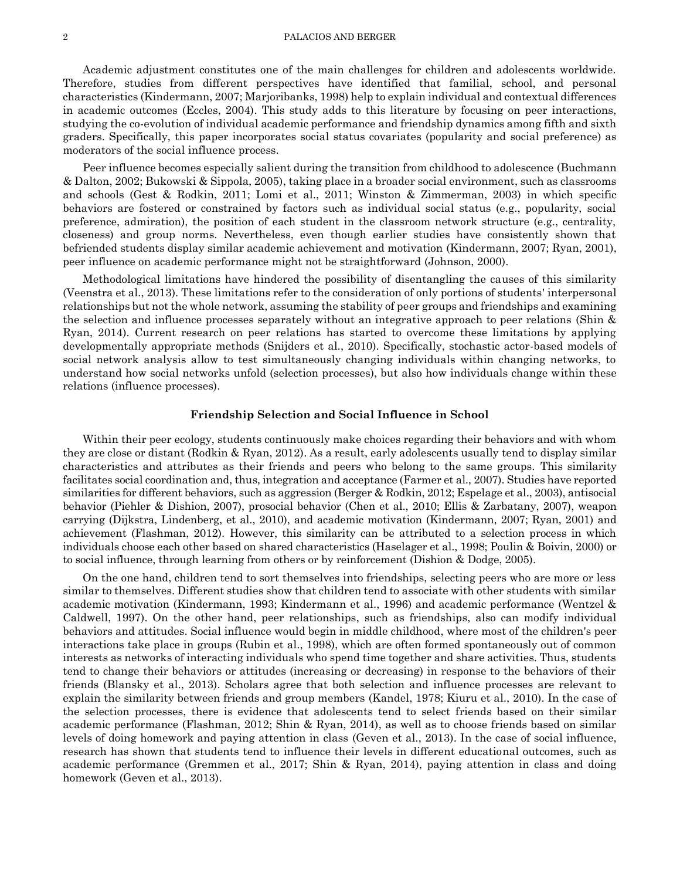Academic adjustment constitutes one of the main challenges for children and adolescents worldwide. Therefore, studies from different perspectives have identified that familial, school, and personal characteristics (Kindermann, 2007; Marjoribanks, 1998) help to explain individual and contextual differences in academic outcomes (Eccles, 2004). This study adds to this literature by focusing on peer interactions, studying the co-evolution of individual academic performance and friendship dynamics among fifth and sixth graders. Specifically, this paper incorporates social status covariates (popularity and social preference) as moderators of the social influence process.

Peer influence becomes especially salient during the transition from childhood to adolescence (Buchmann & Dalton, 2002; Bukowski & Sippola, 2005), taking place in a broader social environment, such as classrooms and schools (Gest & Rodkin, 2011; Lomi et al., 2011; Winston & Zimmerman, 2003) in which specific behaviors are fostered or constrained by factors such as individual social status (e.g., popularity, social preference, admiration), the position of each student in the classroom network structure (e.g., centrality, closeness) and group norms. Nevertheless, even though earlier studies have consistently shown that befriended students display similar academic achievement and motivation (Kindermann, 2007; Ryan, 2001), peer influence on academic performance might not be straightforward (Johnson, 2000).

Methodological limitations have hindered the possibility of disentangling the causes of this similarity (Veenstra et al., 2013). These limitations refer to the consideration of only portions of students' interpersonal relationships but not the whole network, assuming the stability of peer groups and friendships and examining the selection and influence processes separately without an integrative approach to peer relations (Shin & Ryan, 2014). Current research on peer relations has started to overcome these limitations by applying developmentally appropriate methods (Snijders et al., 2010). Specifically, stochastic actor-based models of social network analysis allow to test simultaneously changing individuals within changing networks, to understand how social networks unfold (selection processes), but also how individuals change within these relations (influence processes).

## Friendship Selection and Social Influence in School

Within their peer ecology, students continuously make choices regarding their behaviors and with whom they are close or distant (Rodkin & Ryan, 2012). As a result, early adolescents usually tend to display similar characteristics and attributes as their friends and peers who belong to the same groups. This similarity facilitates social coordination and, thus, integration and acceptance (Farmer et al., 2007). Studies have reported similarities for different behaviors, such as aggression (Berger & Rodkin, 2012; Espelage et al., 2003), antisocial behavior (Piehler & Dishion, 2007), prosocial behavior (Chen et al., 2010; Ellis & Zarbatany, 2007), weapon carrying (Dijkstra, Lindenberg, et al., 2010), and academic motivation (Kindermann, 2007; Ryan, 2001) and achievement (Flashman, 2012). However, this similarity can be attributed to a selection process in which individuals choose each other based on shared characteristics (Haselager et al., 1998; Poulin & Boivin, 2000) or to social influence, through learning from others or by reinforcement (Dishion & Dodge, 2005).

On the one hand, children tend to sort themselves into friendships, selecting peers who are more or less similar to themselves. Different studies show that children tend to associate with other students with similar academic motivation (Kindermann, 1993; Kindermann et al., 1996) and academic performance (Wentzel & Caldwell, 1997). On the other hand, peer relationships, such as friendships, also can modify individual behaviors and attitudes. Social influence would begin in middle childhood, where most of the children's peer interactions take place in groups (Rubin et al., 1998), which are often formed spontaneously out of common interests as networks of interacting individuals who spend time together and share activities. Thus, students tend to change their behaviors or attitudes (increasing or decreasing) in response to the behaviors of their friends (Blansky et al., 2013). Scholars agree that both selection and influence processes are relevant to explain the similarity between friends and group members (Kandel, 1978; Kiuru et al., 2010). In the case of the selection processes, there is evidence that adolescents tend to select friends based on their similar academic performance (Flashman, 2012; Shin & Ryan, 2014), as well as to choose friends based on similar levels of doing homework and paying attention in class (Geven et al., 2013). In the case of social influence, research has shown that students tend to influence their levels in different educational outcomes, such as academic performance (Gremmen et al., 2017; Shin & Ryan, 2014), paying attention in class and doing homework (Geven et al., 2013).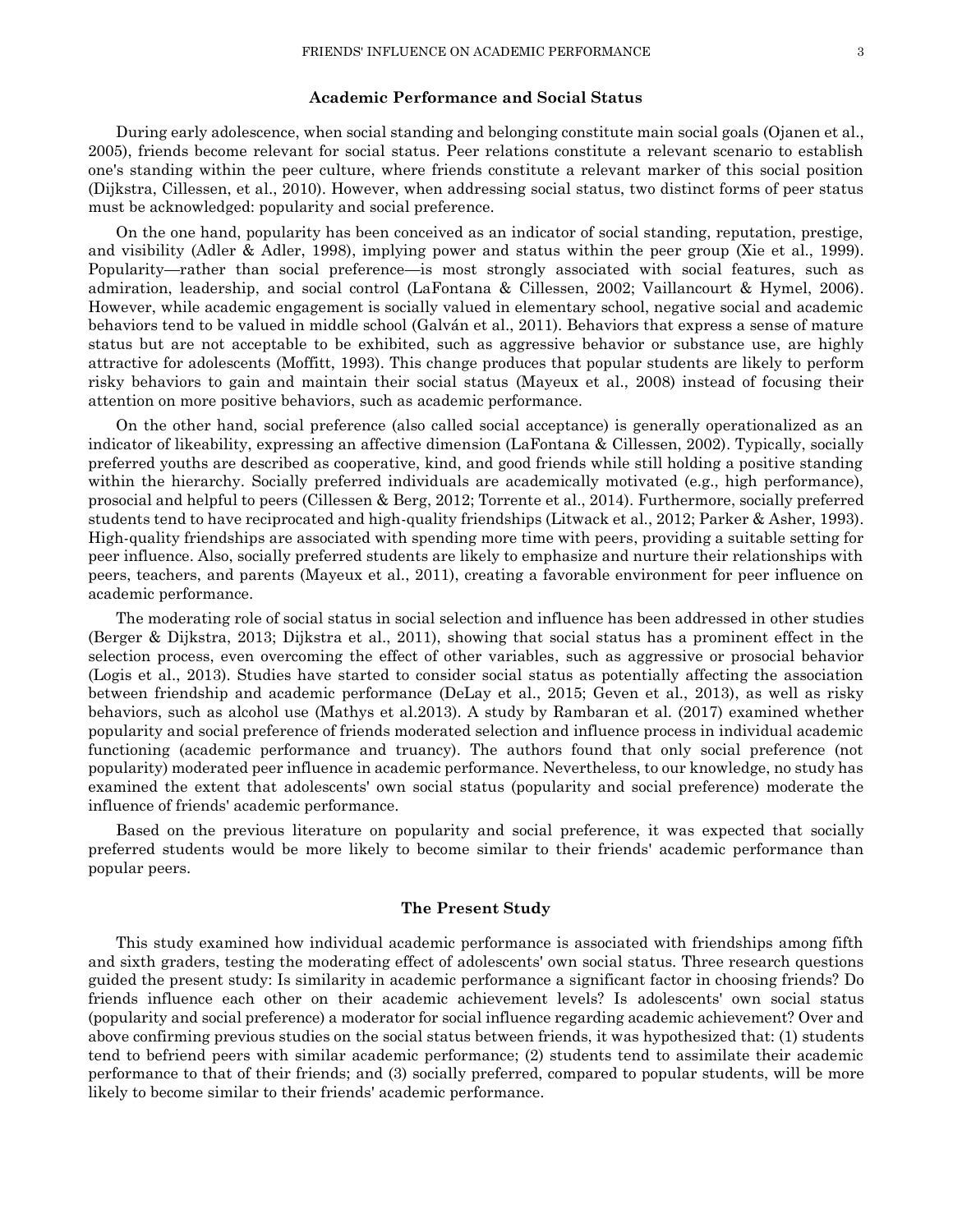## Academic Performance and Social Status

During early adolescence, when social standing and belonging constitute main social goals (Ojanen et al., 2005), friends become relevant for social status. Peer relations constitute a relevant scenario to establish one's standing within the peer culture, where friends constitute a relevant marker of this social position (Dijkstra, Cillessen, et al., 2010). However, when addressing social status, two distinct forms of peer status must be acknowledged: popularity and social preference.

On the one hand, popularity has been conceived as an indicator of social standing, reputation, prestige, and visibility (Adler & Adler, 1998), implying power and status within the peer group (Xie et al., 1999). Popularity—rather than social preference—is most strongly associated with social features, such as admiration, leadership, and social control (LaFontana & Cillessen, 2002; Vaillancourt & Hymel, 2006). However, while academic engagement is socially valued in elementary school, negative social and academic behaviors tend to be valued in middle school (Galván et al., 2011). Behaviors that express a sense of mature status but are not acceptable to be exhibited, such as aggressive behavior or substance use, are highly attractive for adolescents (Moffitt, 1993). This change produces that popular students are likely to perform risky behaviors to gain and maintain their social status (Mayeux et al., 2008) instead of focusing their attention on more positive behaviors, such as academic performance.

On the other hand, social preference (also called social acceptance) is generally operationalized as an indicator of likeability, expressing an affective dimension (LaFontana & Cillessen, 2002). Typically, socially preferred youths are described as cooperative, kind, and good friends while still holding a positive standing within the hierarchy. Socially preferred individuals are academically motivated (e.g., high performance), prosocial and helpful to peers (Cillessen & Berg, 2012; Torrente et al., 2014). Furthermore, socially preferred students tend to have reciprocated and high-quality friendships (Litwack et al., 2012; Parker & Asher, 1993). High-quality friendships are associated with spending more time with peers, providing a suitable setting for peer influence. Also, socially preferred students are likely to emphasize and nurture their relationships with peers, teachers, and parents (Mayeux et al., 2011), creating a favorable environment for peer influence on academic performance.

The moderating role of social status in social selection and influence has been addressed in other studies (Berger & Dijkstra, 2013; Dijkstra et al., 2011), showing that social status has a prominent effect in the selection process, even overcoming the effect of other variables, such as aggressive or prosocial behavior (Logis et al., 2013). Studies have started to consider social status as potentially affecting the association between friendship and academic performance (DeLay et al., 2015; Geven et al., 2013), as well as risky behaviors, such as alcohol use (Mathys et al.2013). A study by Rambaran et al. (2017) examined whether popularity and social preference of friends moderated selection and influence process in individual academic functioning (academic performance and truancy). The authors found that only social preference (not popularity) moderated peer influence in academic performance. Nevertheless, to our knowledge, no study has examined the extent that adolescents' own social status (popularity and social preference) moderate the influence of friends' academic performance.

Based on the previous literature on popularity and social preference, it was expected that socially preferred students would be more likely to become similar to their friends' academic performance than popular peers.

## The Present Study

This study examined how individual academic performance is associated with friendships among fifth and sixth graders, testing the moderating effect of adolescents' own social status. Three research questions guided the present study: Is similarity in academic performance a significant factor in choosing friends? Do friends influence each other on their academic achievement levels? Is adolescents' own social status (popularity and social preference) a moderator for social influence regarding academic achievement? Over and above confirming previous studies on the social status between friends, it was hypothesized that: (1) students tend to befriend peers with similar academic performance; (2) students tend to assimilate their academic performance to that of their friends; and (3) socially preferred, compared to popular students, will be more likely to become similar to their friends' academic performance.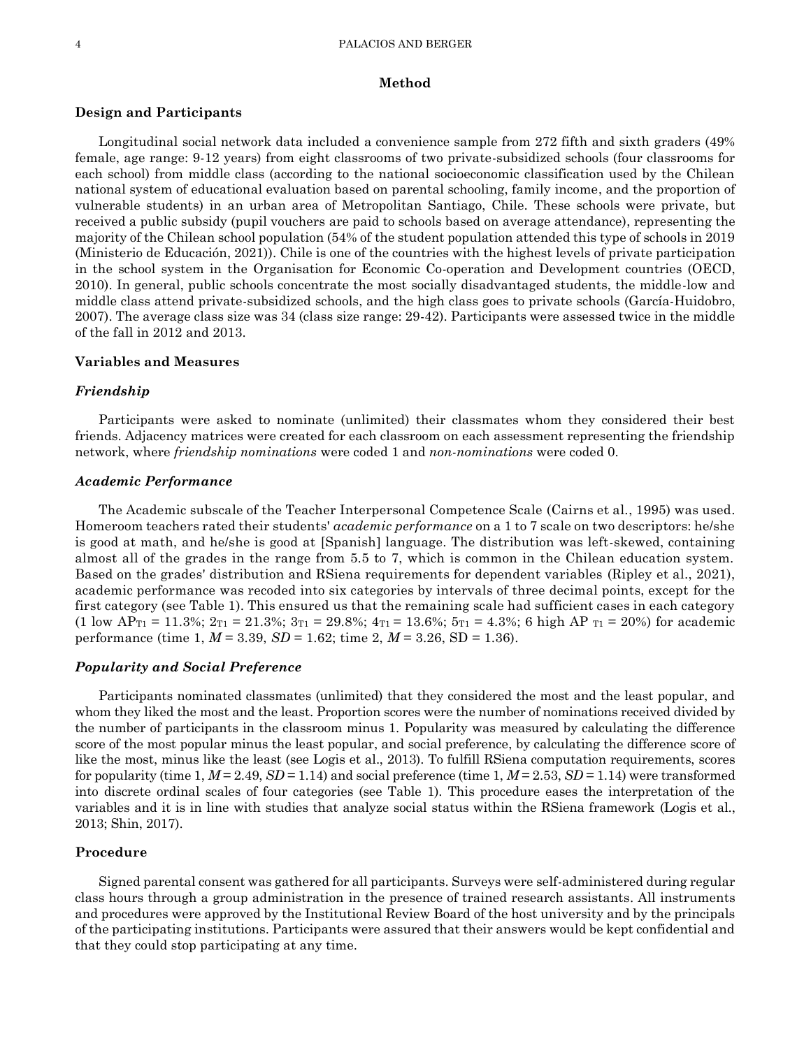## Method

### Design and Participants

Longitudinal social network data included a convenience sample from 272 fifth and sixth graders (49% female, age range: 9-12 years) from eight classrooms of two private-subsidized schools (four classrooms for each school) from middle class (according to the national socioeconomic classification used by the Chilean national system of educational evaluation based on parental schooling, family income, and the proportion of vulnerable students) in an urban area of Metropolitan Santiago, Chile. These schools were private, but received a public subsidy (pupil vouchers are paid to schools based on average attendance), representing the majority of the Chilean school population (54% of the student population attended this type of schools in 2019 (Ministerio de Educación, 2021)). Chile is one of the countries with the highest levels of private participation in the school system in the Organisation for Economic Co-operation and Development countries (OECD, 2010). In general, public schools concentrate the most socially disadvantaged students, the middle-low and middle class attend private-subsidized schools, and the high class goes to private schools (García-Huidobro, 2007). The average class size was 34 (class size range: 29-42). Participants were assessed twice in the middle of the fall in 2012 and 2013.

### Variables and Measures

#### *Friendship*

Participants were asked to nominate (unlimited) their classmates whom they considered their best friends. Adjacency matrices were created for each classroom on each assessment representing the friendship network, where *friendship nominations* were coded 1 and *non-nominations* were coded 0.

#### *Academic Performance*

The Academic subscale of the Teacher Interpersonal Competence Scale (Cairns et al., 1995) was used. Homeroom teachers rated their students' *academic performance* on a 1 to 7 scale on two descriptors: he/she is good at math, and he/she is good at [Spanish] language. The distribution was left-skewed, containing almost all of the grades in the range from 5.5 to 7, which is common in the Chilean education system. Based on the grades' distribution and RSiena requirements for dependent variables (Ripley et al., 2021), academic performance was recoded into six categories by intervals of three decimal points, except for the first category (see Table 1). This ensured us that the remaining scale had sufficient cases in each category (1 low $AP_{T1}$ = 11.3%; $2_{T1}$ = 21.3%; $3_{T1}$ = 29.8%; $4_{T1}$ = 13.6%; $5_{T1}$ = 4.3%; 6 high AP $_{T1}$ = 20%) for academic performance (time 1, *M* = 3.39, *SD* = 1.62; time 2, *M* = 3.26, SD = 1.36).

#### *Popularity and Social Preference*

Participants nominated classmates (unlimited) that they considered the most and the least popular, and whom they liked the most and the least. Proportion scores were the number of nominations received divided by the number of participants in the classroom minus 1. Popularity was measured by calculating the difference score of the most popular minus the least popular, and social preference, by calculating the difference score of like the most, minus like the least (see Logis et al., 2013). To fulfill RSiena computation requirements, scores for popularity (time 1, *M* = 2.49, *SD* = 1.14) and social preference (time 1, *M* = 2.53, *SD* = 1.14) were transformed into discrete ordinal scales of four categories (see Table 1). This procedure eases the interpretation of the variables and it is in line with studies that analyze social status within the RSiena framework (Logis et al., 2013; Shin, 2017).

### Procedure

Signed parental consent was gathered for all participants. Surveys were self-administered during regular class hours through a group administration in the presence of trained research assistants. All instruments and procedures were approved by the Institutional Review Board of the host university and by the principals of the participating institutions. Participants were assured that their answers would be kept confidential and that they could stop participating at any time.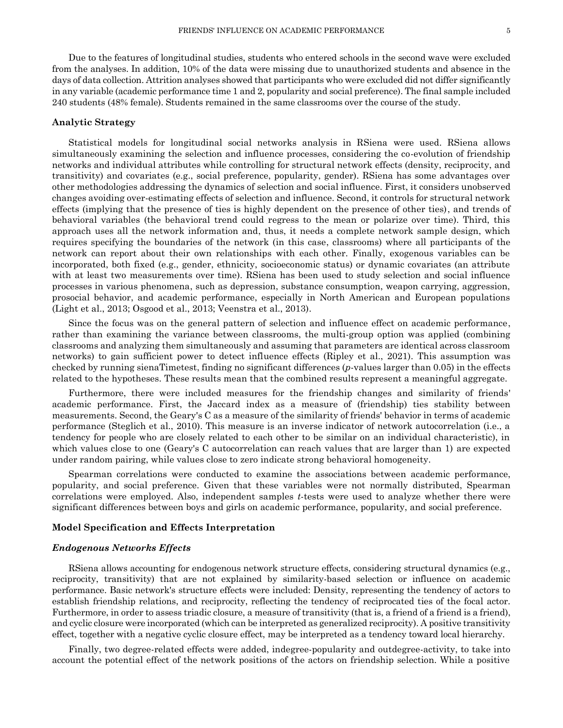Due to the features of longitudinal studies, students who entered schools in the second wave were excluded from the analyses. In addition, 10% of the data were missing due to unauthorized students and absence in the days of data collection. Attrition analyses showed that participants who were excluded did not differ significantly in any variable (academic performance time 1 and 2, popularity and social preference). The final sample included 240 students (48% female). Students remained in the same classrooms over the course of the study.

## Analytic Strategy

Statistical models for longitudinal social networks analysis in RSiena were used. RSiena allows simultaneously examining the selection and influence processes, considering the co-evolution of friendship networks and individual attributes while controlling for structural network effects (density, reciprocity, and transitivity) and covariates (e.g., social preference, popularity, gender). RSiena has some advantages over other methodologies addressing the dynamics of selection and social influence. First, it considers unobserved changes avoiding over-estimating effects of selection and influence. Second, it controls for structural network effects (implying that the presence of ties is highly dependent on the presence of other ties), and trends of behavioral variables (the behavioral trend could regress to the mean or polarize over time). Third, this approach uses all the network information and, thus, it needs a complete network sample design, which requires specifying the boundaries of the network (in this case, classrooms) where all participants of the network can report about their own relationships with each other. Finally, exogenous variables can be incorporated, both fixed (e.g., gender, ethnicity, socioeconomic status) or dynamic covariates (an attribute with at least two measurements over time). RSiena has been used to study selection and social influence processes in various phenomena, such as depression, substance consumption, weapon carrying, aggression, prosocial behavior, and academic performance, especially in North American and European populations (Light et al., 2013; Osgood et al., 2013; Veenstra et al., 2013).

Since the focus was on the general pattern of selection and influence effect on academic performance, rather than examining the variance between classrooms, the multi-group option was applied (combining classrooms and analyzing them simultaneously and assuming that parameters are identical across classroom networks) to gain sufficient power to detect influence effects (Ripley et al., 2021). This assumption was checked by running sienaTimetest, finding no significant differences (*p*-values larger than 0.05) in the effects related to the hypotheses. These results mean that the combined results represent a meaningful aggregate.

Furthermore, there were included measures for the friendship changes and similarity of friends' academic performance. First, the Jaccard index as a measure of (friendship) ties stability between measurements. Second, the Geary's C as a measure of the similarity of friends' behavior in terms of academic performance (Steglich et al., 2010). This measure is an inverse indicator of network autocorrelation (i.e., a tendency for people who are closely related to each other to be similar on an individual characteristic), in which values close to one (Geary's C autocorrelation can reach values that are larger than 1) are expected under random pairing, while values close to zero indicate strong behavioral homogeneity.

Spearman correlations were conducted to examine the associations between academic performance, popularity, and social preference. Given that these variables were not normally distributed, Spearman correlations were employed. Also, independent samples *t*-tests were used to analyze whether there were significant differences between boys and girls on academic performance, popularity, and social preference.

## Model Specification and Effects Interpretation

### *Endogenous Networks Effects*

RSiena allows accounting for endogenous network structure effects, considering structural dynamics (e.g., reciprocity, transitivity) that are not explained by similarity-based selection or influence on academic performance. Basic network's structure effects were included: Density, representing the tendency of actors to establish friendship relations, and reciprocity, reflecting the tendency of reciprocated ties of the focal actor. Furthermore, in order to assess triadic closure, a measure of transitivity (that is, a friend of a friend is a friend), and cyclic closure were incorporated (which can be interpreted as generalized reciprocity). A positive transitivity effect, together with a negative cyclic closure effect, may be interpreted as a tendency toward local hierarchy.

Finally, two degree-related effects were added, indegree-popularity and outdegree-activity, to take into account the potential effect of the network positions of the actors on friendship selection. While a positive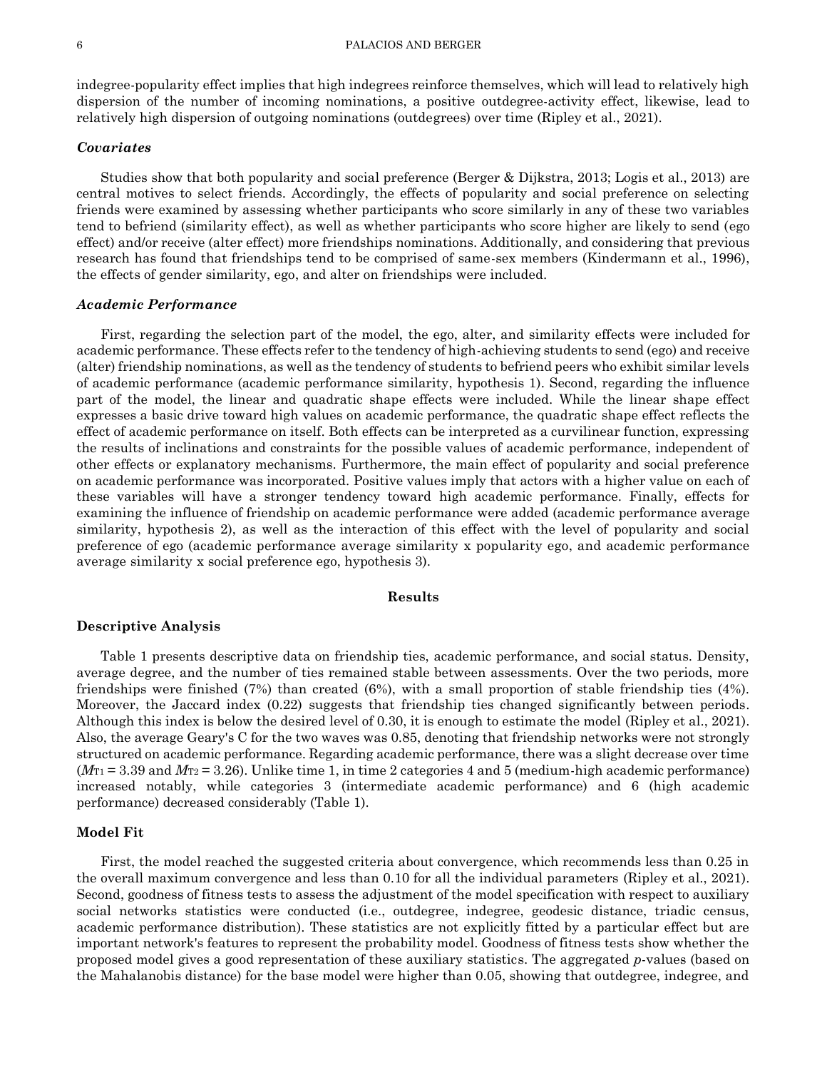indegree-popularity effect implies that high indegrees reinforce themselves, which will lead to relatively high dispersion of the number of incoming nominations, a positive outdegree-activity effect, likewise, lead to relatively high dispersion of outgoing nominations (outdegrees) over time (Ripley et al., 2021).

### *Covariates*

Studies show that both popularity and social preference (Berger & Dijkstra, 2013; Logis et al., 2013) are central motives to select friends. Accordingly, the effects of popularity and social preference on selecting friends were examined by assessing whether participants who score similarly in any of these two variables tend to befriend (similarity effect), as well as whether participants who score higher are likely to send (ego effect) and/or receive (alter effect) more friendships nominations. Additionally, and considering that previous research has found that friendships tend to be comprised of same-sex members (Kindermann et al., 1996), the effects of gender similarity, ego, and alter on friendships were included.

### *Academic Performance*

First, regarding the selection part of the model, the ego, alter, and similarity effects were included for academic performance. These effects refer to the tendency of high-achieving students to send (ego) and receive (alter) friendship nominations, as well as the tendency of students to befriend peers who exhibit similar levels of academic performance (academic performance similarity, hypothesis 1). Second, regarding the influence part of the model, the linear and quadratic shape effects were included. While the linear shape effect expresses a basic drive toward high values on academic performance, the quadratic shape effect reflects the effect of academic performance on itself. Both effects can be interpreted as a curvilinear function, expressing the results of inclinations and constraints for the possible values of academic performance, independent of other effects or explanatory mechanisms. Furthermore, the main effect of popularity and social preference on academic performance was incorporated. Positive values imply that actors with a higher value on each of these variables will have a stronger tendency toward high academic performance. Finally, effects for examining the influence of friendship on academic performance were added (academic performance average similarity, hypothesis 2), as well as the interaction of this effect with the level of popularity and social preference of ego (academic performance average similarity x popularity ego, and academic performance average similarity x social preference ego, hypothesis 3).

## Results

### Descriptive Analysis

Table 1 presents descriptive data on friendship ties, academic performance, and social status. Density, average degree, and the number of ties remained stable between assessments. Over the two periods, more friendships were finished (7%) than created (6%), with a small proportion of stable friendship ties (4%). Moreover, the Jaccard index (0.22) suggests that friendship ties changed significantly between periods. Although this index is below the desired level of 0.30, it is enough to estimate the model (Ripley et al., 2021). Also, the average Geary's C for the two waves was 0.85, denoting that friendship networks were not strongly structured on academic performance. Regarding academic performance, there was a slight decrease over time ($M_{T1}$ = 3.39 and $M_{T2}$ = 3.26). Unlike time 1, in time 2 categories 4 and 5 (medium-high academic performance) increased notably, while categories 3 (intermediate academic performance) and 6 (high academic performance) decreased considerably (Table 1).

### Model Fit

First, the model reached the suggested criteria about convergence, which recommends less than 0.25 in the overall maximum convergence and less than 0.10 for all the individual parameters (Ripley et al., 2021). Second, goodness of fitness tests to assess the adjustment of the model specification with respect to auxiliary social networks statistics were conducted (i.e., outdegree, indegree, geodesic distance, triadic census, academic performance distribution). These statistics are not explicitly fitted by a particular effect but are important network's features to represent the probability model. Goodness of fitness tests show whether the proposed model gives a good representation of these auxiliary statistics. The aggregated *p*-values (based on the Mahalanobis distance) for the base model were higher than 0.05, showing that outdegree, indegree, and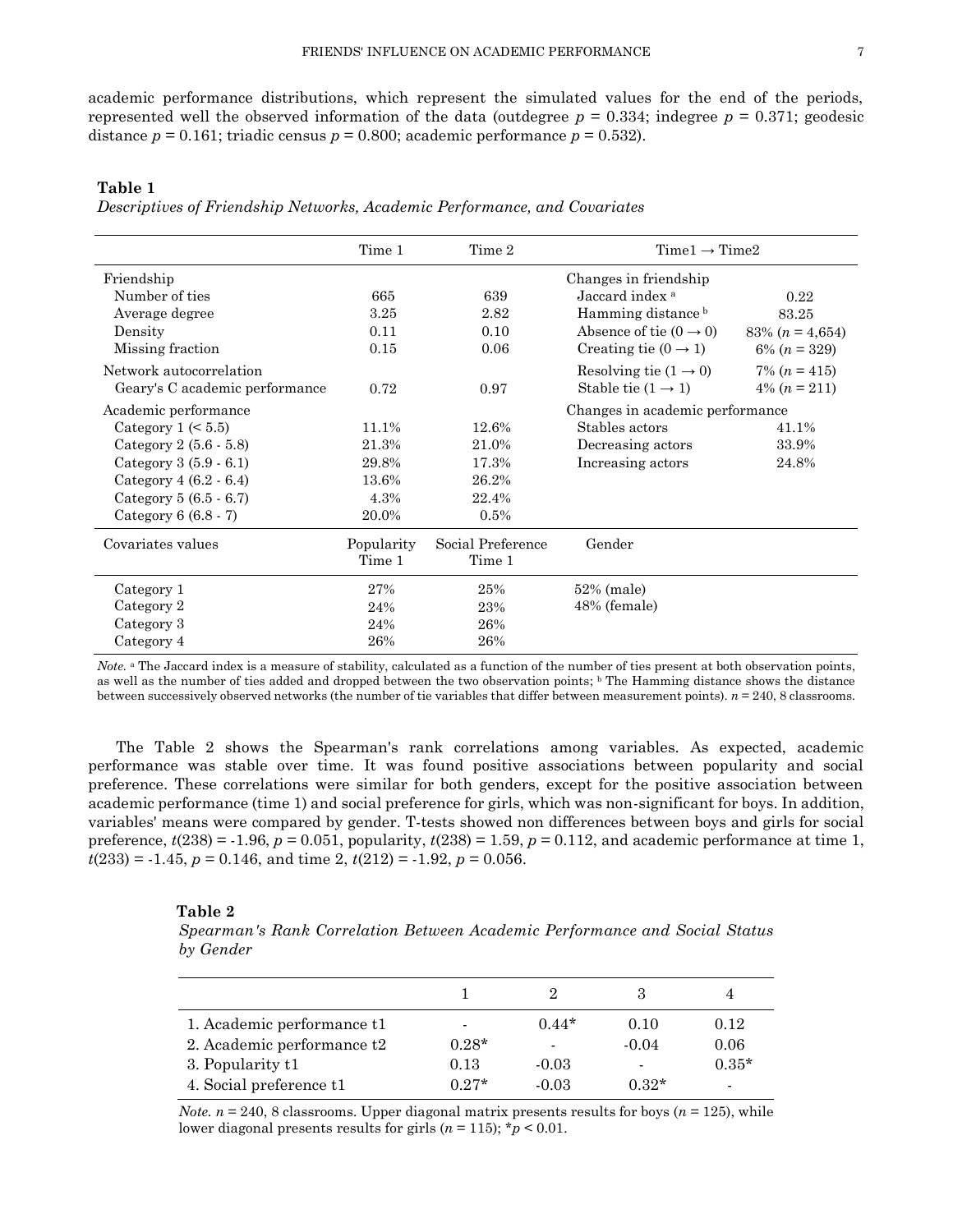academic performance distributions, which represent the simulated values for the end of the periods, represented well the observed information of the data (outdegree $p$ = 0.334; indegree $p$ = 0.371; geodesic distance $p$ = 0.161; triadic census $p$ = 0.800; academic performance $p$ = 0.532).

**Table 1**

*Descriptives of Friendship Networks, Academic Performance, and Covariates*

| | Time 1 | Time 2 | Time1 → Time2 | |
|---|---|---|---|---|
| Friendship | | | Changes in friendship | |
| Number of ties | 665 | 639 | Jaccard index [a] | 0.22 |
| Average degree | 3.25 | 2.82 | Hamming distance [b] | 83.25 |
| Density | 0.11 | 0.10 | Absence of tie (0 → 0) | 83% ($n$ = 4,654) |
| Missing fraction | 0.15 | 0.06 | Creating tie (0 → 1) | 6% ($n$ = 329) |
| Network autocorrelation | | | Resolving tie (1 → 0) | 7% ($n$ = 415) |
| Geary's C academic performance | 0.72 | 0.97 | Stable tie (1 → 1) | 4% ($n$ = 211) |
| Academic performance | | | Changes in academic performance | |
| Category 1 (< 5.5) | 11.1% | 12.6% | Stables actors | 41.1% |
| Category 2 (5.6 - 5.8) | 21.3% | 21.0% | Decreasing actors | 33.9% |
| Category 3 (5.9 - 6.1) | 29.8% | 17.3% | Increasing actors | 24.8% |
| Category 4 (6.2 - 6.4) | 13.6% | 26.2% | | |
| Category 5 (6.5 - 6.7) | 4.3% | 22.4% | | |
| Category 6 (6.8 - 7) | 20.0% | 0.5% | | |
| Covariates values | Popularity Time 1 | Social Preference Time 1 | Gender | |
| Category 1 | 27% | 25% | 52% (male) | |
| Category 2 | 24% | 23% | 48% (female) | |
| Category 3 | 24% | 26% | | |
| Category 4 | 26% | 26% | | |

*Note.* [a] The Jaccard index is a measure of stability, calculated as a function of the number of ties present at both observation points, as well as the number of ties added and dropped between the two observation points; [b] The Hamming distance shows the distance between successively observed networks (the number of tie variables that differ between measurement points). $n$ = 240, 8 classrooms.

The Table 2 shows the Spearman's rank correlations among variables. As expected, academic performance was stable over time. It was found positive associations between popularity and social preference. These correlations were similar for both genders, except for the positive association between academic performance (time 1) and social preference for girls, which was non-significant for boys. In addition, variables' means were compared by gender. T-tests showed non differences between boys and girls for social preference, $t(238) = -1.96$, $p = 0.051$, popularity, $t(238) = 1.59$, $p = 0.112$, and academic performance at time 1, $t(233) = -1.45$, $p = 0.146$, and time 2, $t(212) = -1.92$, $p = 0.056$.

**Table 2**

*Spearman's Rank Correlation Between Academic Performance and Social Status by Gender*

| | 1 | 2 | 3 | 4 |
|---|---|---|---|---|
| 1. Academic performance t1 | - | 0.44* | 0.10 | 0.12 |
| 2. Academic performance t2 | 0.28* | - | -0.04 | 0.06 |
| 3. Popularity t1 | 0.13 | -0.03 | - | 0.35* |
| 4. Social preference t1 | 0.27* | -0.03 | 0.32* | - |

*Note.* $n$ = 240, 8 classrooms. Upper diagonal matrix presents results for boys ($n$ = 125), while lower diagonal presents results for girls ($n$ = 115); *$p$ < 0.01.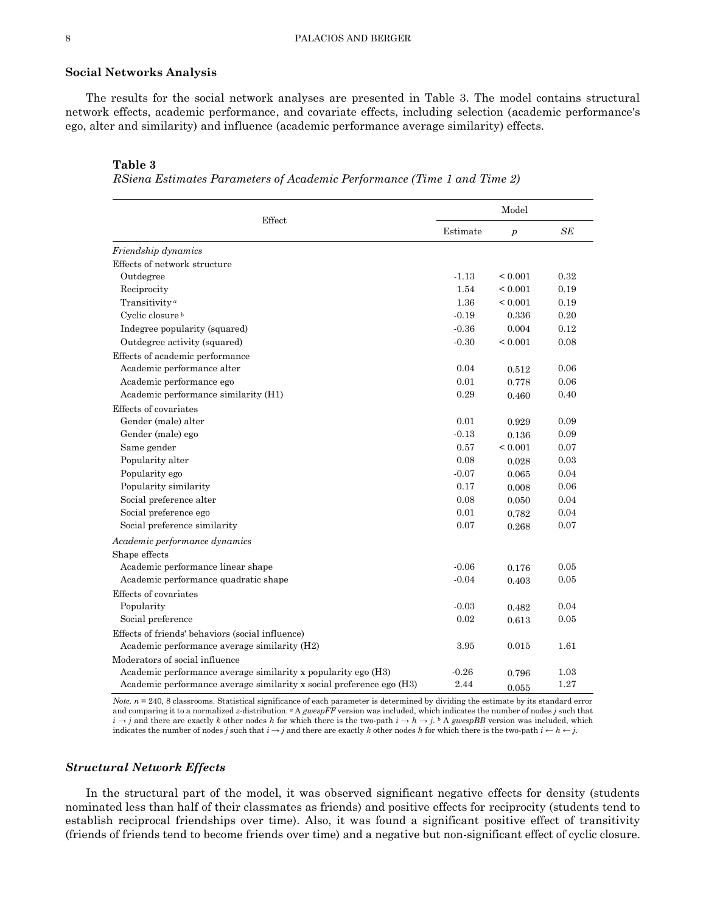## Social Networks Analysis

The results for the social network analyses are presented in Table 3. The model contains structural network effects, academic performance, and covariate effects, including selection (academic performance's ego, alter and similarity) and influence (academic performance average similarity) effects.

**Table 3**

*RSiena Estimates Parameters of Academic Performance (Time 1 and Time 2)*

| Effect | Model | | |
|---|---|---|---|
| | Estimate | $p$ | *SE* |
| *Friendship dynamics* | | | |
| Effects of network structure | | | |
| Outdegree | -1.13 | < 0.001 | 0.32 |
| Reciprocity | 1.54 | < 0.001 | 0.19 |
| Transitivity [a] | 1.36 | < 0.001 | 0.19 |
| Cyclic closure [b] | -0.19 | 0.336 | 0.20 |
| Indegree popularity (squared) | -0.36 | 0.004 | 0.12 |
| Outdegree activity (squared) | -0.30 | < 0.001 | 0.08 |
| Effects of academic performance | | | |
| Academic performance alter | 0.04 | 0.512 | 0.06 |
| Academic performance ego | 0.01 | 0.778 | 0.06 |
| Academic performance similarity (H1) | 0.29 | 0.460 | 0.40 |
| Effects of covariates | | | |
| Gender (male) alter | 0.01 | 0.929 | 0.09 |
| Gender (male) ego | -0.13 | 0.136 | 0.09 |
| Same gender | 0.57 | < 0.001 | 0.07 |
| Popularity alter | 0.08 | 0.028 | 0.03 |
| Popularity ego | -0.07 | 0.065 | 0.04 |
| Popularity similarity | 0.17 | 0.008 | 0.06 |
| Social preference alter | 0.08 | 0.050 | 0.04 |
| Social preference ego | 0.01 | 0.782 | 0.04 |
| Social preference similarity | 0.07 | 0.268 | 0.07 |
| *Academic performance dynamics* | | | |
| Shape effects | | | |
| Academic performance linear shape | -0.06 | 0.176 | 0.05 |
| Academic performance quadratic shape | -0.04 | 0.403 | 0.05 |
| Effects of covariates | | | |
| Popularity | -0.03 | 0.482 | 0.04 |
| Social preference | 0.02 | 0.613 | 0.05 |
| Effects of friends' behaviors (social influence) | | | |
| Academic performance average similarity (H2) | 3.95 | 0.015 | 1.61 |
| Moderators of social influence | | | |
| Academic performance average similarity x popularity ego (H3) | -0.26 | 0.796 | 1.03 |
| Academic performance average similarity x social preference ego (H3) | 2.44 | 0.055 | 1.27 |

*Note.* $n$ = 240, 8 classrooms. Statistical significance of each parameter is determined by dividing the estimate by its standard error and comparing it to a normalized $z$-distribution. [a] A *gwespFF* version was included, which indicates the number of nodes $j$ such that $i \rightarrow j$ and there are exactly $k$ other nodes $h$ for which there is the two-path $i \rightarrow h \rightarrow j$. [b] A *gwespBB* version was included, which indicates the number of nodes $j$ such that $i \rightarrow j$ and there are exactly $k$ other nodes $h$ for which there is the two-path $i \leftarrow h \leftarrow j$.

### *Structural Network Effects*

In the structural part of the model, it was observed significant negative effects for density (students nominated less than half of their classmates as friends) and positive effects for reciprocity (students tend to establish reciprocal friendships over time). Also, it was found a significant positive effect of transitivity (friends of friends tend to become friends over time) and a negative but non-significant effect of cyclic closure.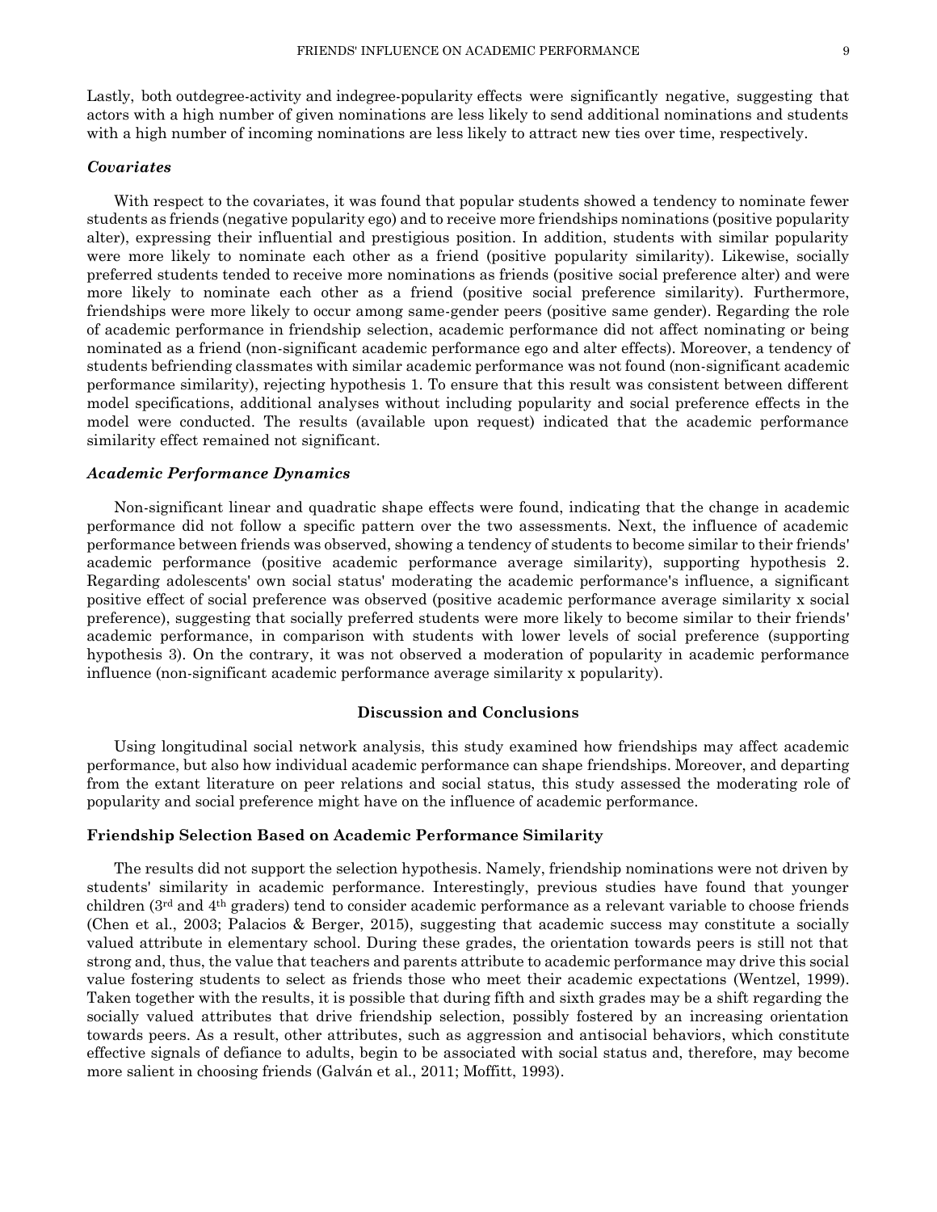Lastly, both outdegree-activity and indegree-popularity effects were significantly negative, suggesting that actors with a high number of given nominations are less likely to send additional nominations and students with a high number of incoming nominations are less likely to attract new ties over time, respectively.

### *Covariates*

With respect to the covariates, it was found that popular students showed a tendency to nominate fewer students as friends (negative popularity ego) and to receive more friendships nominations (positive popularity alter), expressing their influential and prestigious position. In addition, students with similar popularity were more likely to nominate each other as a friend (positive popularity similarity). Likewise, socially preferred students tended to receive more nominations as friends (positive social preference alter) and were more likely to nominate each other as a friend (positive social preference similarity). Furthermore, friendships were more likely to occur among same-gender peers (positive same gender). Regarding the role of academic performance in friendship selection, academic performance did not affect nominating or being nominated as a friend (non-significant academic performance ego and alter effects). Moreover, a tendency of students befriending classmates with similar academic performance was not found (non-significant academic performance similarity), rejecting hypothesis 1. To ensure that this result was consistent between different model specifications, additional analyses without including popularity and social preference effects in the model were conducted. The results (available upon request) indicated that the academic performance similarity effect remained not significant.

### *Academic Performance Dynamics*

Non-significant linear and quadratic shape effects were found, indicating that the change in academic performance did not follow a specific pattern over the two assessments. Next, the influence of academic performance between friends was observed, showing a tendency of students to become similar to their friends' academic performance (positive academic performance average similarity), supporting hypothesis 2. Regarding adolescents' own social status' moderating the academic performance's influence, a significant positive effect of social preference was observed (positive academic performance average similarity x social preference), suggesting that socially preferred students were more likely to become similar to their friends' academic performance, in comparison with students with lower levels of social preference (supporting hypothesis 3). On the contrary, it was not observed a moderation of popularity in academic performance influence (non-significant academic performance average similarity x popularity).

## Discussion and Conclusions

Using longitudinal social network analysis, this study examined how friendships may affect academic performance, but also how individual academic performance can shape friendships. Moreover, and departing from the extant literature on peer relations and social status, this study assessed the moderating role of popularity and social preference might have on the influence of academic performance.

### Friendship Selection Based on Academic Performance Similarity

The results did not support the selection hypothesis. Namely, friendship nominations were not driven by students' similarity in academic performance. Interestingly, previous studies have found that younger children (3rd and 4th graders) tend to consider academic performance as a relevant variable to choose friends (Chen et al., 2003; Palacios & Berger, 2015), suggesting that academic success may constitute a socially valued attribute in elementary school. During these grades, the orientation towards peers is still not that strong and, thus, the value that teachers and parents attribute to academic performance may drive this social value fostering students to select as friends those who meet their academic expectations (Wentzel, 1999). Taken together with the results, it is possible that during fifth and sixth grades may be a shift regarding the socially valued attributes that drive friendship selection, possibly fostered by an increasing orientation towards peers. As a result, other attributes, such as aggression and antisocial behaviors, which constitute effective signals of defiance to adults, begin to be associated with social status and, therefore, may become more salient in choosing friends (Galván et al., 2011; Moffitt, 1993).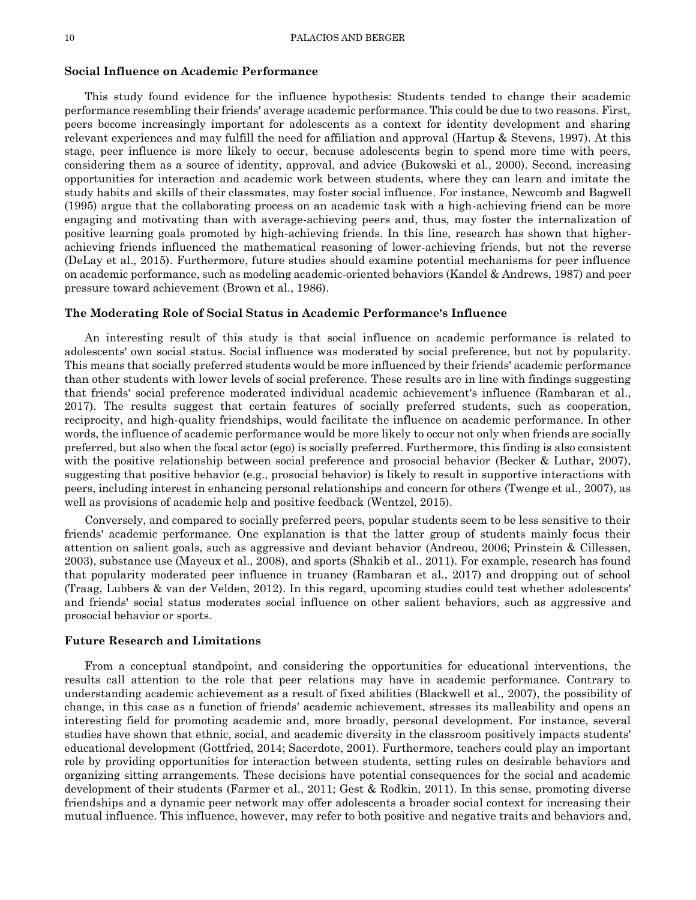### Social Influence on Academic Performance

This study found evidence for the influence hypothesis: Students tended to change their academic performance resembling their friends' average academic performance. This could be due to two reasons. First, peers become increasingly important for adolescents as a context for identity development and sharing relevant experiences and may fulfill the need for affiliation and approval (Hartup & Stevens, 1997). At this stage, peer influence is more likely to occur, because adolescents begin to spend more time with peers, considering them as a source of identity, approval, and advice (Bukowski et al., 2000). Second, increasing opportunities for interaction and academic work between students, where they can learn and imitate the study habits and skills of their classmates, may foster social influence. For instance, Newcomb and Bagwell (1995) argue that the collaborating process on an academic task with a high-achieving friend can be more engaging and motivating than with average-achieving peers and, thus, may foster the internalization of positive learning goals promoted by high-achieving friends. In this line, research has shown that higher-achieving friends influenced the mathematical reasoning of lower-achieving friends, but not the reverse (DeLay et al., 2015). Furthermore, future studies should examine potential mechanisms for peer influence on academic performance, such as modeling academic-oriented behaviors (Kandel & Andrews, 1987) and peer pressure toward achievement (Brown et al., 1986).

### The Moderating Role of Social Status in Academic Performance's Influence

An interesting result of this study is that social influence on academic performance is related to adolescents' own social status. Social influence was moderated by social preference, but not by popularity. This means that socially preferred students would be more influenced by their friends' academic performance than other students with lower levels of social preference. These results are in line with findings suggesting that friends' social preference moderated individual academic achievement's influence (Rambaran et al., 2017). The results suggest that certain features of socially preferred students, such as cooperation, reciprocity, and high-quality friendships, would facilitate the influence on academic performance. In other words, the influence of academic performance would be more likely to occur not only when friends are socially preferred, but also when the focal actor (ego) is socially preferred. Furthermore, this finding is also consistent with the positive relationship between social preference and prosocial behavior (Becker & Luthar, 2007), suggesting that positive behavior (e.g., prosocial behavior) is likely to result in supportive interactions with peers, including interest in enhancing personal relationships and concern for others (Twenge et al., 2007), as well as provisions of academic help and positive feedback (Wentzel, 2015).

Conversely, and compared to socially preferred peers, popular students seem to be less sensitive to their friends' academic performance. One explanation is that the latter group of students mainly focus their attention on salient goals, such as aggressive and deviant behavior (Andreou, 2006; Prinstein & Cillessen, 2003), substance use (Mayeux et al., 2008), and sports (Shakib et al., 2011). For example, research has found that popularity moderated peer influence in truancy (Rambaran et al., 2017) and dropping out of school (Traag, Lubbers & van der Velden, 2012). In this regard, upcoming studies could test whether adolescents' and friends' social status moderates social influence on other salient behaviors, such as aggressive and prosocial behavior or sports.

### Future Research and Limitations

From a conceptual standpoint, and considering the opportunities for educational interventions, the results call attention to the role that peer relations may have in academic performance. Contrary to understanding academic achievement as a result of fixed abilities (Blackwell et al., 2007), the possibility of change, in this case as a function of friends' academic achievement, stresses its malleability and opens an interesting field for promoting academic and, more broadly, personal development. For instance, several studies have shown that ethnic, social, and academic diversity in the classroom positively impacts students' educational development (Gottfried, 2014; Sacerdote, 2001). Furthermore, teachers could play an important role by providing opportunities for interaction between students, setting rules on desirable behaviors and organizing sitting arrangements. These decisions have potential consequences for the social and academic development of their students (Farmer et al., 2011; Gest & Rodkin, 2011). In this sense, promoting diverse friendships and a dynamic peer network may offer adolescents a broader social context for increasing their mutual influence. This influence, however, may refer to both positive and negative traits and behaviors and,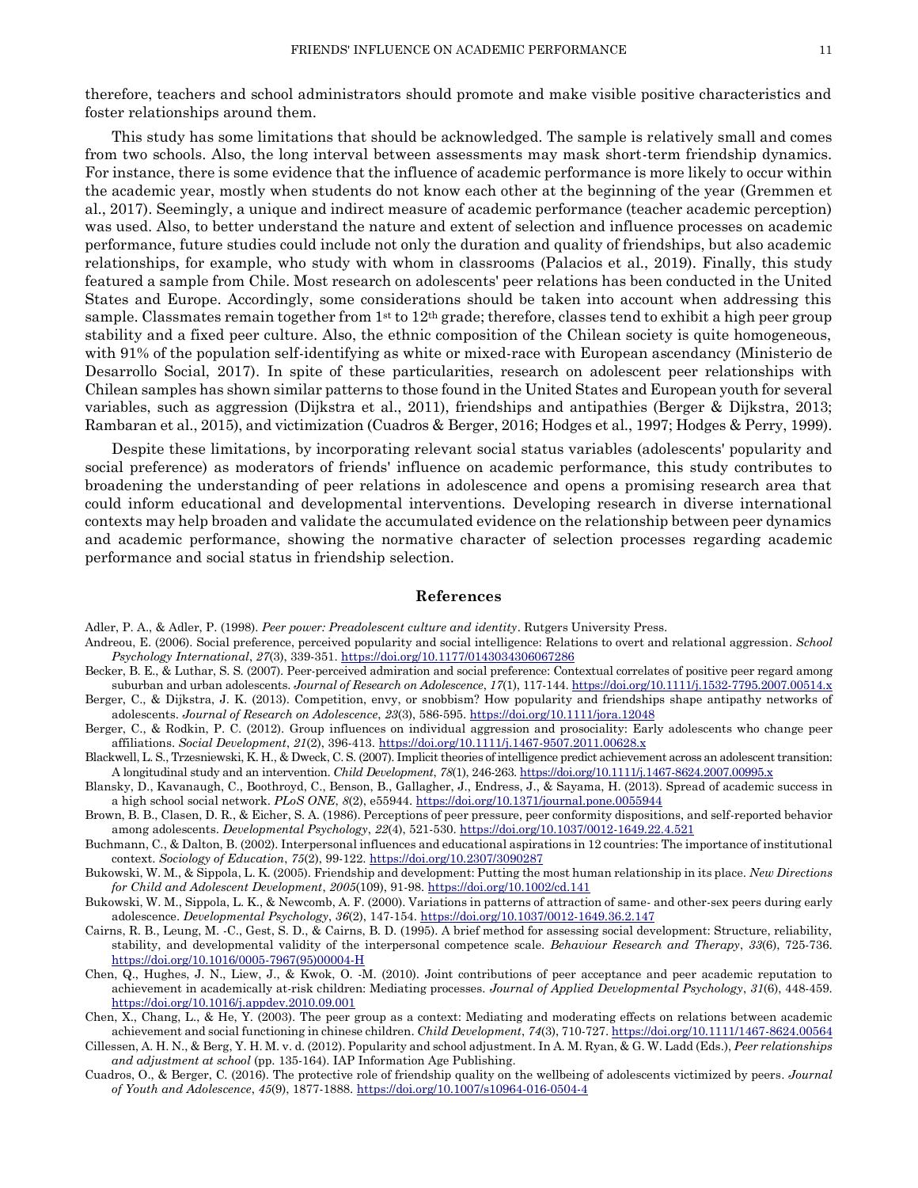therefore, teachers and school administrators should promote and make visible positive characteristics and foster relationships around them.

This study has some limitations that should be acknowledged. The sample is relatively small and comes from two schools. Also, the long interval between assessments may mask short-term friendship dynamics. For instance, there is some evidence that the influence of academic performance is more likely to occur within the academic year, mostly when students do not know each other at the beginning of the year (Gremmen et al., 2017). Seemingly, a unique and indirect measure of academic performance (teacher academic perception) was used. Also, to better understand the nature and extent of selection and influence processes on academic performance, future studies could include not only the duration and quality of friendships, but also academic relationships, for example, who study with whom in classrooms (Palacios et al., 2019). Finally, this study featured a sample from Chile. Most research on adolescents' peer relations has been conducted in the United States and Europe. Accordingly, some considerations should be taken into account when addressing this sample. Classmates remain together from 1st to 12th grade; therefore, classes tend to exhibit a high peer group stability and a fixed peer culture. Also, the ethnic composition of the Chilean society is quite homogeneous, with 91% of the population self-identifying as white or mixed-race with European ascendancy (Ministerio de Desarrollo Social, 2017). In spite of these particularities, research on adolescent peer relationships with Chilean samples has shown similar patterns to those found in the United States and European youth for several variables, such as aggression (Dijkstra et al., 2011), friendships and antipathies (Berger & Dijkstra, 2013; Rambaran et al., 2015), and victimization (Cuadros & Berger, 2016; Hodges et al., 1997; Hodges & Perry, 1999).

Despite these limitations, by incorporating relevant social status variables (adolescents' popularity and social preference) as moderators of friends' influence on academic performance, this study contributes to broadening the understanding of peer relations in adolescence and opens a promising research area that could inform educational and developmental interventions. Developing research in diverse international contexts may help broaden and validate the accumulated evidence on the relationship between peer dynamics and academic performance, showing the normative character of selection processes regarding academic performance and social status in friendship selection.

## References

Adler, P. A., & Adler, P. (1998). *Peer power: Preadolescent culture and identity*. Rutgers University Press.

Andreou, E. (2006). Social preference, perceived popularity and social intelligence: Relations to overt and relational aggression. *School Psychology International*, *27*(3), 339-351. https://doi.org/10.1177/0143034306067286

Becker, B. E., & Luthar, S. S. (2007). Peer-perceived admiration and social preference: Contextual correlates of positive peer regard among suburban and urban adolescents. *Journal of Research on Adolescence*, *17*(1), 117-144. https://doi.org/10.1111/j.1532-7795.2007.00514.x

Berger, C., & Dijkstra, J. K. (2013). Competition, envy, or snobbism? How popularity and friendships shape antipathy networks of adolescents. *Journal of Research on Adolescence, 23*(3), 586-595. https://doi.org/10.1111/jora.12048

Berger, C., & Rodkin, P. C. (2012). Group influences on individual aggression and prosociality: Early adolescents who change peer affiliations. *Social Development*, *21*(2), 396-413. https://doi.org/10.1111/j.1467-9507.2011.00628.x

Blackwell, L. S., Trzesniewski, K. H., & Dweck, C. S. (2007). Implicit theories of intelligence predict achievement across an adolescent transition: A longitudinal study and an intervention. *Child Development*, *78*(1), 246-263. https://doi.org/10.1111/j.1467-8624.2007.00995.x

Blansky, D., Kavanaugh, C., Boothroyd, C., Benson, B., Gallagher, J., Endress, J., & Sayama, H. (2013). Spread of academic success in a high school social network. *PLoS ONE*, *8*(2), e55944. https://doi.org/10.1371/journal.pone.0055944

Brown, B. B., Clasen, D. R., & Eicher, S. A. (1986). Perceptions of peer pressure, peer conformity dispositions, and self-reported behavior among adolescents. *Developmental Psychology*, *22*(4), 521-530. https://doi.org/10.1037/0012-1649.22.4.521

Buchmann, C., & Dalton, B. (2002). Interpersonal influences and educational aspirations in 12 countries: The importance of institutional context. *Sociology of Education*, *75*(2), 99-122. https://doi.org/10.2307/3090287

Bukowski, W. M., & Sippola, L. K. (2005). Friendship and development: Putting the most human relationship in its place. *New Directions for Child and Adolescent Development*, *2005*(109), 91-98. https://doi.org/10.1002/cd.141

Bukowski, W. M., Sippola, L. K., & Newcomb, A. F. (2000). Variations in patterns of attraction of same- and other-sex peers during early adolescence. *Developmental Psychology*, *36*(2), 147-154. https://doi.org/10.1037/0012-1649.36.2.147

Cairns, R. B., Leung, M. -C., Gest, S. D., & Cairns, B. D. (1995). A brief method for assessing social development: Structure, reliability, stability, and developmental validity of the interpersonal competence scale. *Behaviour Research and Therapy*, *33*(6), 725-736. https://doi.org/10.1016/0005-7967(95)00004-H

Chen, Q., Hughes, J. N., Liew, J., & Kwok, O. -M. (2010). Joint contributions of peer acceptance and peer academic reputation to achievement in academically at-risk children: Mediating processes. *Journal of Applied Developmental Psychology*, *31*(6), 448-459. https://doi.org/10.1016/j.appdev.2010.09.001

Chen, X., Chang, L., & He, Y. (2003). The peer group as a context: Mediating and moderating effects on relations between academic achievement and social functioning in chinese children. *Child Development*, *74*(3), 710-727. https://doi.org/10.1111/1467-8624.00564

Cillessen, A. H. N., & Berg, Y. H. M. v. d. (2012). Popularity and school adjustment. In A. M. Ryan, & G. W. Ladd (Eds.), *Peer relationships and adjustment at school* (pp. 135-164). IAP Information Age Publishing.

Cuadros, O., & Berger, C. (2016). The protective role of friendship quality on the wellbeing of adolescents victimized by peers. *Journal of Youth and Adolescence*, *45*(9), 1877-1888. https://doi.org/10.1007/s10964-016-0504-4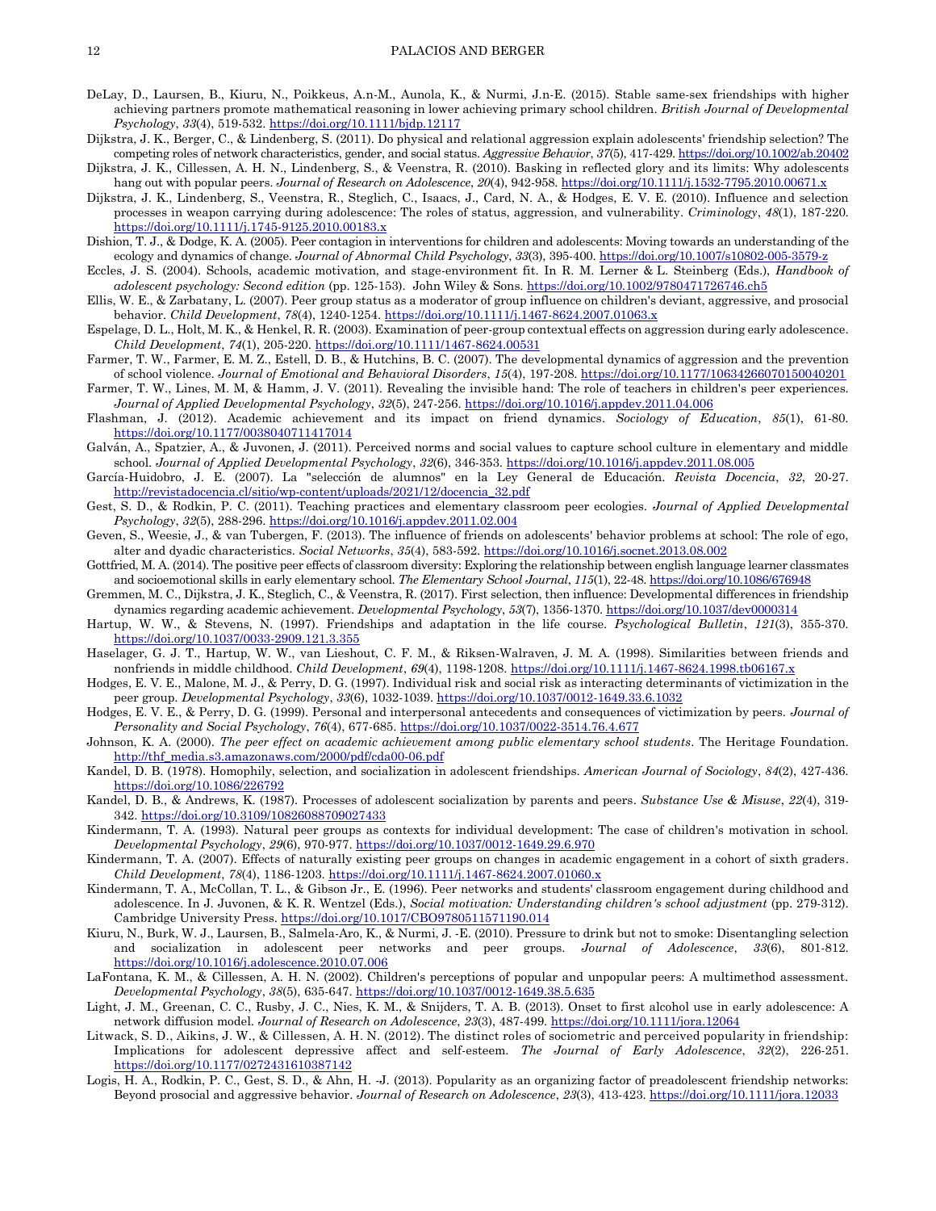DeLay, D., Laursen, B., Kiuru, N., Poikkeus, A.n-M., Aunola, K., & Nurmi, J.n-E. (2015). Stable same-sex friendships with higher achieving partners promote mathematical reasoning in lower achieving primary school children. *British Journal of Developmental Psychology*, *33*(4), 519-532. https://doi.org/10.1111/bjdp.12117

Dijkstra, J. K., Berger, C., & Lindenberg, S. (2011). Do physical and relational aggression explain adolescents' friendship selection? The competing roles of network characteristics, gender, and social status. *Aggressive Behavior*, *37*(5), 417-429. https://doi.org/10.1002/ab.20402

Dijkstra, J. K., Cillessen, A. H. N., Lindenberg, S., & Veenstra, R. (2010). Basking in reflected glory and its limits: Why adolescents hang out with popular peers. *Journal of Research on Adolescence*, *20*(4), 942-958. https://doi.org/10.1111/j.1532-7795.2010.00671.x

Dijkstra, J. K., Lindenberg, S., Veenstra, R., Steglich, C., Isaacs, J., Card, N. A., & Hodges, E. V. E. (2010). Influence and selection processes in weapon carrying during adolescence: The roles of status, aggression, and vulnerability. *Criminology*, *48*(1), 187-220. https://doi.org/10.1111/j.1745-9125.2010.00183.x

Dishion, T. J., & Dodge, K. A. (2005). Peer contagion in interventions for children and adolescents: Moving towards an understanding of the ecology and dynamics of change. *Journal of Abnormal Child Psychology*, *33*(3), 395-400. https://doi.org/10.1007/s10802-005-3579-z

Eccles, J. S. (2004). Schools, academic motivation, and stage-environment fit. In R. M. Lerner & L. Steinberg (Eds.), *Handbook of adolescent psychology: Second edition* (pp. 125-153). John Wiley & Sons. https://doi.org/10.1002/9780471726746.ch5

Ellis, W. E., & Zarbatany, L. (2007). Peer group status as a moderator of group influence on children's deviant, aggressive, and prosocial behavior. *Child Development*, *78*(4), 1240-1254. https://doi.org/10.1111/j.1467-8624.2007.01063.x

Espelage, D. L., Holt, M. K., & Henkel, R. R. (2003). Examination of peer-group contextual effects on aggression during early adolescence. *Child Development*, *74*(1), 205-220. https://doi.org/10.1111/1467-8624.00531

Farmer, T. W., Farmer, E. M. Z., Estell, D. B., & Hutchins, B. C. (2007). The developmental dynamics of aggression and the prevention of school violence. *Journal of Emotional and Behavioral Disorders*, *15*(4), 197-208. https://doi.org/10.1177/10634266070150040201

Farmer, T. W., Lines, M. M, & Hamm, J. V. (2011). Revealing the invisible hand: The role of teachers in children's peer experiences. *Journal of Applied Developmental Psychology*, *32*(5), 247-256. https://doi.org/10.1016/j.appdev.2011.04.006

Flashman, J. (2012). Academic achievement and its impact on friend dynamics. *Sociology of Education*, *85*(1), 61-80. https://doi.org/10.1177/0038040711417014

Galván, A., Spatzier, A., & Juvonen, J. (2011). Perceived norms and social values to capture school culture in elementary and middle school. *Journal of Applied Developmental Psychology*, *32*(6), 346-353. https://doi.org/10.1016/j.appdev.2011.08.005

García-Huidobro, J. E. (2007). La "selección de alumnos" en la Ley General de Educación. *Revista Docencia*, *32*, 20-27. http://revistadocencia.cl/sitio/wp-content/uploads/2021/12/docencia_32.pdf

Gest, S. D., & Rodkin, P. C. (2011). Teaching practices and elementary classroom peer ecologies. *Journal of Applied Developmental Psychology*, *32*(5), 288-296. https://doi.org/10.1016/j.appdev.2011.02.004

Geven, S., Weesie, J., & van Tubergen, F. (2013). The influence of friends on adolescents' behavior problems at school: The role of ego, alter and dyadic characteristics. *Social Networks*, *35*(4), 583-592. https://doi.org/10.1016/j.socnet.2013.08.002

Gottfried, M. A. (2014). The positive peer effects of classroom diversity: Exploring the relationship between english language learner classmates and socioemotional skills in early elementary school. *The Elementary School Journal*, *115*(1), 22-48. https://doi.org/10.1086/676948

Gremmen, M. C., Dijkstra, J. K., Steglich, C., & Veenstra, R. (2017). First selection, then influence: Developmental differences in friendship dynamics regarding academic achievement. *Developmental Psychology*, *53*(7), 1356-1370. https://doi.org/10.1037/dev0000314

Hartup, W. W., & Stevens, N. (1997). Friendships and adaptation in the life course. *Psychological Bulletin*, *121*(3), 355-370. https://doi.org/10.1037/0033-2909.121.3.355

Haselager, G. J. T., Hartup, W. W., van Lieshout, C. F. M., & Riksen-Walraven, J. M. A. (1998). Similarities between friends and nonfriends in middle childhood. *Child Development*, *69*(4), 1198-1208. https://doi.org/10.1111/j.1467-8624.1998.tb06167.x

Hodges, E. V. E., Malone, M. J., & Perry, D. G. (1997). Individual risk and social risk as interacting determinants of victimization in the peer group. *Developmental Psychology*, *33*(6), 1032-1039. https://doi.org/10.1037/0012-1649.33.6.1032

Hodges, E. V. E., & Perry, D. G. (1999). Personal and interpersonal antecedents and consequences of victimization by peers. *Journal of Personality and Social Psychology*, *76*(4), 677-685. https://doi.org/10.1037/0022-3514.76.4.677

Johnson, K. A. (2000). *The peer effect on academic achievement among public elementary school students*. The Heritage Foundation. http://thf_media.s3.amazonaws.com/2000/pdf/cda00-06.pdf

Kandel, D. B. (1978). Homophily, selection, and socialization in adolescent friendships. *American Journal of Sociology*, *84*(2), 427-436. https://doi.org/10.1086/226792

Kandel, D. B., & Andrews, K. (1987). Processes of adolescent socialization by parents and peers. *Substance Use & Misuse*, *22*(4), 319-342. https://doi.org/10.3109/10826088709027433

Kindermann, T. A. (1993). Natural peer groups as contexts for individual development: The case of children's motivation in school. *Developmental Psychology*, *29*(6), 970-977. https://doi.org/10.1037/0012-1649.29.6.970

Kindermann, T. A. (2007). Effects of naturally existing peer groups on changes in academic engagement in a cohort of sixth graders. *Child Development*, *78*(4), 1186-1203. https://doi.org/10.1111/j.1467-8624.2007.01060.x

Kindermann, T. A., McCollan, T. L., & Gibson Jr., E. (1996). Peer networks and students' classroom engagement during childhood and adolescence. In J. Juvonen, & K. R. Wentzel (Eds.), *Social motivation: Understanding children's school adjustment* (pp. 279-312). Cambridge University Press. https://doi.org/10.1017/CBO9780511571190.014

Kiuru, N., Burk, W. J., Laursen, B., Salmela-Aro, K., & Nurmi, J. -E. (2010). Pressure to drink but not to smoke: Disentangling selection and socialization in adolescent peer networks and peer groups. *Journal of Adolescence*, *33*(6), 801-812. https://doi.org/10.1016/j.adolescence.2010.07.006

LaFontana, K. M., & Cillessen, A. H. N. (2002). Children's perceptions of popular and unpopular peers: A multimethod assessment. *Developmental Psychology*, *38*(5), 635-647. https://doi.org/10.1037/0012-1649.38.5.635

Light, J. M., Greenan, C. C., Rusby, J. C., Nies, K. M., & Snijders, T. A. B. (2013). Onset to first alcohol use in early adolescence: A network diffusion model. *Journal of Research on Adolescence*, *23*(3), 487-499. https://doi.org/10.1111/jora.12064

Litwack, S. D., Aikins, J. W., & Cillessen, A. H. N. (2012). The distinct roles of sociometric and perceived popularity in friendship: Implications for adolescent depressive affect and self-esteem. *The Journal of Early Adolescence*, *32*(2), 226-251. https://doi.org/10.1177/0272431610387142

Logis, H. A., Rodkin, P. C., Gest, S. D., & Ahn, H. -J. (2013). Popularity as an organizing factor of preadolescent friendship networks: Beyond prosocial and aggressive behavior. *Journal of Research on Adolescence*, *23*(3), 413-423. https://doi.org/10.1111/jora.12033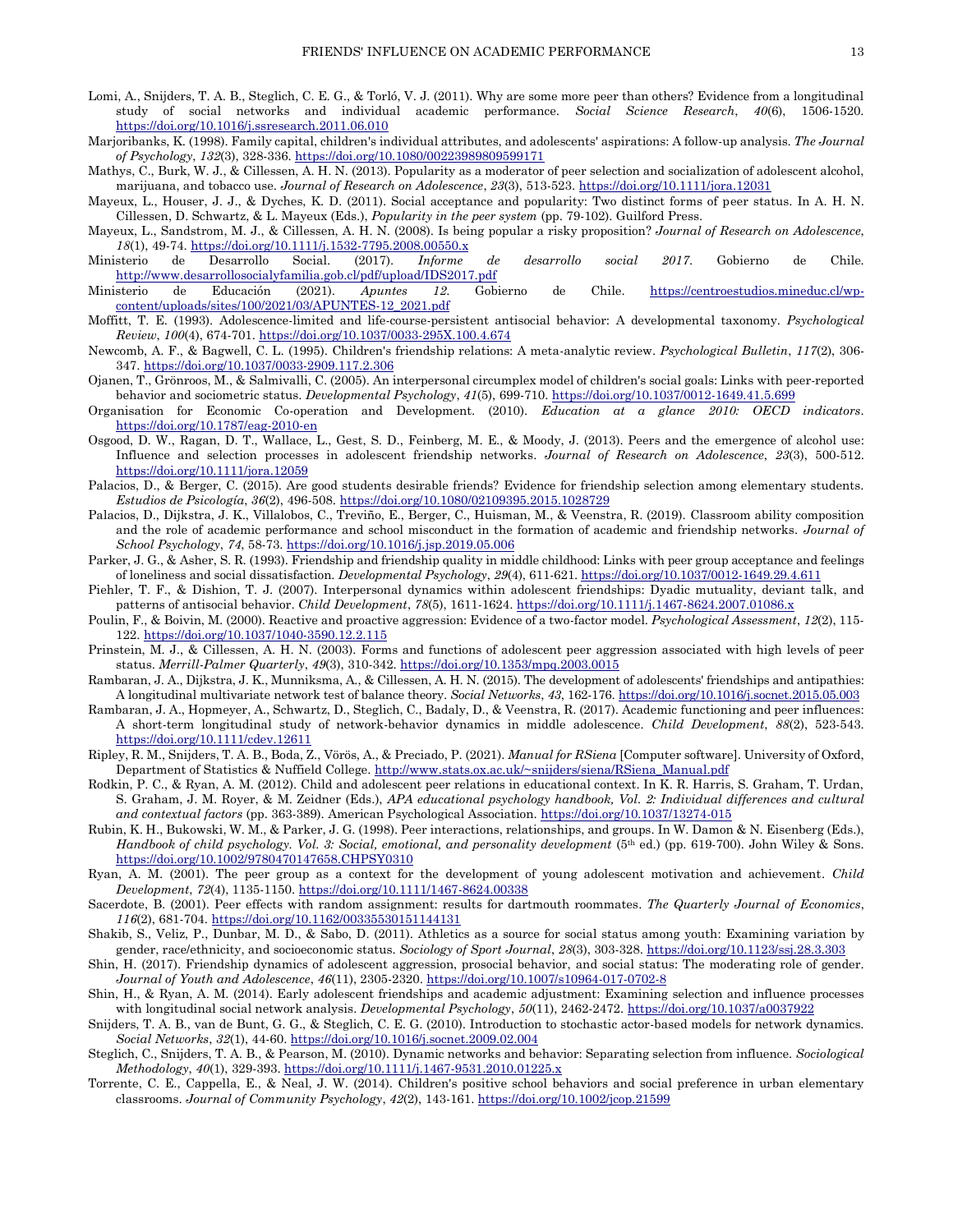Lomi, A., Snijders, T. A. B., Steglich, C. E. G., & Torló, V. J. (2011). Why are some more peer than others? Evidence from a longitudinal study of social networks and individual academic performance. *Social Science Research*, *40*(6), 1506-1520. https://doi.org/10.1016/j.ssresearch.2011.06.010

Marjoribanks, K. (1998). Family capital, children's individual attributes, and adolescents' aspirations: A follow-up analysis. *The Journal of Psychology*, *132*(3), 328-336. https://doi.org/10.1080/00223989809599171

Mathys, C., Burk, W. J., & Cillessen, A. H. N. (2013). Popularity as a moderator of peer selection and socialization of adolescent alcohol, marijuana, and tobacco use. *Journal of Research on Adolescence*, *23*(3), 513-523. https://doi.org/10.1111/jora.12031

Mayeux, L., Houser, J. J., & Dyches, K. D. (2011). Social acceptance and popularity: Two distinct forms of peer status. In A. H. N. Cillessen, D. Schwartz, & L. Mayeux (Eds.), *Popularity in the peer system* (pp. 79-102). Guilford Press.

Mayeux, L., Sandstrom, M. J., & Cillessen, A. H. N. (2008). Is being popular a risky proposition? *Journal of Research on Adolescence*, *18*(1), 49-74. https://doi.org/10.1111/j.1532-7795.2008.00550.x

Ministerio de Desarrollo Social. (2017). *Informe de desarrollo social 2017*. Gobierno de Chile. http://www.desarrollosocialyfamilia.gob.cl/pdf/upload/IDS2017.pdf

Ministerio de Educación (2021). *Apuntes 12.* Gobierno de Chile. https://centroestudios.mineduc.cl/wp-content/uploads/sites/100/2021/03/APUNTES-12_2021.pdf

Moffitt, T. E. (1993). Adolescence-limited and life-course-persistent antisocial behavior: A developmental taxonomy. *Psychological Review*, *100*(4), 674-701. https://doi.org/10.1037/0033-295X.100.4.674

Newcomb, A. F., & Bagwell, C. L. (1995). Children's friendship relations: A meta-analytic review. *Psychological Bulletin*, *117*(2), 306-347. https://doi.org/10.1037/0033-2909.117.2.306

Ojanen, T., Grönroos, M., & Salmivalli, C. (2005). An interpersonal circumplex model of children's social goals: Links with peer-reported behavior and sociometric status. *Developmental Psychology*, *41*(5), 699-710. https://doi.org/10.1037/0012-1649.41.5.699

Organisation for Economic Co-operation and Development. (2010). *Education at a glance 2010: OECD indicators*. https://doi.org/10.1787/eag-2010-en

Osgood, D. W., Ragan, D. T., Wallace, L., Gest, S. D., Feinberg, M. E., & Moody, J. (2013). Peers and the emergence of alcohol use: Influence and selection processes in adolescent friendship networks. *Journal of Research on Adolescence*, *23*(3), 500-512. https://doi.org/10.1111/jora.12059

Palacios, D., & Berger, C. (2015). Are good students desirable friends? Evidence for friendship selection among elementary students. *Estudios de Psicología*, *36*(2), 496-508. https://doi.org/10.1080/02109395.2015.1028729

Palacios, D., Dijkstra, J. K., Villalobos, C., Treviño, E., Berger, C., Huisman, M., & Veenstra, R. (2019). Classroom ability composition and the role of academic performance and school misconduct in the formation of academic and friendship networks. *Journal of School Psychology*, *74*, 58-73. https://doi.org/10.1016/j.jsp.2019.05.006

Parker, J. G., & Asher, S. R. (1993). Friendship and friendship quality in middle childhood: Links with peer group acceptance and feelings of loneliness and social dissatisfaction. *Developmental Psychology*, *29*(4), 611-621. https://doi.org/10.1037/0012-1649.29.4.611

Piehler, T. F., & Dishion, T. J. (2007). Interpersonal dynamics within adolescent friendships: Dyadic mutuality, deviant talk, and patterns of antisocial behavior. *Child Development*, *78*(5), 1611-1624. https://doi.org/10.1111/j.1467-8624.2007.01086.x

Poulin, F., & Boivin, M. (2000). Reactive and proactive aggression: Evidence of a two-factor model. *Psychological Assessment*, *12*(2), 115-122. https://doi.org/10.1037/1040-3590.12.2.115

Prinstein, M. J., & Cillessen, A. H. N. (2003). Forms and functions of adolescent peer aggression associated with high levels of peer status. *Merrill-Palmer Quarterly*, *49*(3), 310-342. https://doi.org/10.1353/mpq.2003.0015

Rambaran, J. A., Dijkstra, J. K., Munniksma, A., & Cillessen, A. H. N. (2015). The development of adolescents' friendships and antipathies: A longitudinal multivariate network test of balance theory. *Social Networks*, *43*, 162-176. https://doi.org/10.1016/j.socnet.2015.05.003

Rambaran, J. A., Hopmeyer, A., Schwartz, D., Steglich, C., Badaly, D., & Veenstra, R. (2017). Academic functioning and peer influences: A short-term longitudinal study of network-behavior dynamics in middle adolescence. *Child Development*, *88*(2), 523-543. https://doi.org/10.1111/cdev.12611

Ripley, R. M., Snijders, T. A. B., Boda, Z., Vörös, A., & Preciado, P. (2021). *Manual for RSiena* [Computer software]. University of Oxford, Department of Statistics & Nuffield College. http://www.stats.ox.ac.uk/~snijders/siena/RSiena_Manual.pdf

Rodkin, P. C., & Ryan, A. M. (2012). Child and adolescent peer relations in educational context. In K. R. Harris, S. Graham, T. Urdan, S. Graham, J. M. Royer, & M. Zeidner (Eds.), *APA educational psychology handbook, Vol. 2: Individual differences and cultural and contextual factors* (pp. 363-389). American Psychological Association. https://doi.org/10.1037/13274-015

Rubin, K. H., Bukowski, W. M., & Parker, J. G. (1998). Peer interactions, relationships, and groups. In W. Damon & N. Eisenberg (Eds.), *Handbook of child psychology. Vol. 3: Social, emotional, and personality development* (5th ed.) (pp. 619-700). John Wiley & Sons. https://doi.org/10.1002/9780470147658.CHPSY0310

Ryan, A. M. (2001). The peer group as a context for the development of young adolescent motivation and achievement. *Child Development*, *72*(4), 1135-1150. https://doi.org/10.1111/1467-8624.00338

Sacerdote, B. (2001). Peer effects with random assignment: results for dartmouth roommates. *The Quarterly Journal of Economics*, *116*(2), 681-704. https://doi.org/10.1162/00335530151144131

Shakib, S., Veliz, P., Dunbar, M. D., & Sabo, D. (2011). Athletics as a source for social status among youth: Examining variation by gender, race/ethnicity, and socioeconomic status. *Sociology of Sport Journal*, *28*(3), 303-328. https://doi.org/10.1123/ssj.28.3.303

Shin, H. (2017). Friendship dynamics of adolescent aggression, prosocial behavior, and social status: The moderating role of gender. *Journal of Youth and Adolescence*, *46*(11), 2305-2320. https://doi.org/10.1007/s10964-017-0702-8

Shin, H., & Ryan, A. M. (2014). Early adolescent friendships and academic adjustment: Examining selection and influence processes with longitudinal social network analysis. *Developmental Psychology*, *50*(11), 2462-2472. https://doi.org/10.1037/a0037922

Snijders, T. A. B., van de Bunt, G. G., & Steglich, C. E. G. (2010). Introduction to stochastic actor-based models for network dynamics. *Social Networks*, *32*(1), 44-60. https://doi.org/10.1016/j.socnet.2009.02.004

Steglich, C., Snijders, T. A. B., & Pearson, M. (2010). Dynamic networks and behavior: Separating selection from influence. *Sociological Methodology*, *40*(1), 329-393. https://doi.org/10.1111/j.1467-9531.2010.01225.x

Torrente, C. E., Cappella, E., & Neal, J. W. (2014). Children's positive school behaviors and social preference in urban elementary classrooms. *Journal of Community Psychology*, *42*(2), 143-161. https://doi.org/10.1002/jcop.21599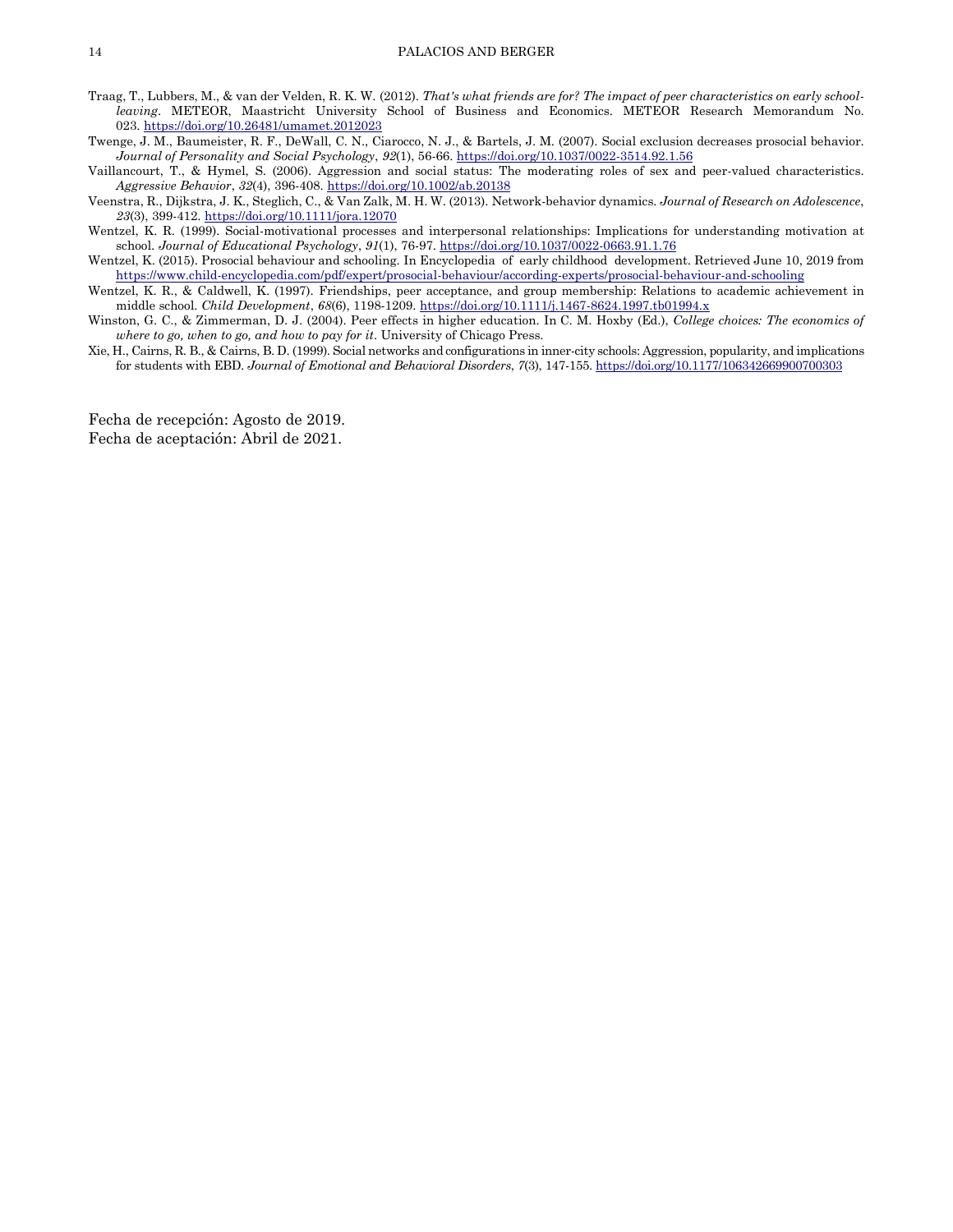Traag, T., Lubbers, M., & van der Velden, R. K. W. (2012). *That's what friends are for? The impact of peer characteristics on early school-leaving*. METEOR, Maastricht University School of Business and Economics. METEOR Research Memorandum No. 023. https://doi.org/10.26481/umamet.2012023

Twenge, J. M., Baumeister, R. F., DeWall, C. N., Ciarocco, N. J., & Bartels, J. M. (2007). Social exclusion decreases prosocial behavior. *Journal of Personality and Social Psychology*, *92*(1), 56-66. https://doi.org/10.1037/0022-3514.92.1.56

Vaillancourt, T., & Hymel, S. (2006). Aggression and social status: The moderating roles of sex and peer-valued characteristics. *Aggressive Behavior*, *32*(4), 396-408. https://doi.org/10.1002/ab.20138

Veenstra, R., Dijkstra, J. K., Steglich, C., & Van Zalk, M. H. W. (2013). Network-behavior dynamics. *Journal of Research on Adolescence*, *23*(3), 399-412. https://doi.org/10.1111/jora.12070

Wentzel, K. R. (1999). Social-motivational processes and interpersonal relationships: Implications for understanding motivation at school. *Journal of Educational Psychology*, *91*(1), 76-97. https://doi.org/10.1037/0022-0663.91.1.76

Wentzel, K. (2015). Prosocial behaviour and schooling. In Encyclopedia of early childhood development. Retrieved June 10, 2019 from https://www.child-encyclopedia.com/pdf/expert/prosocial-behaviour/according-experts/prosocial-behaviour-and-schooling

Wentzel, K. R., & Caldwell, K. (1997). Friendships, peer acceptance, and group membership: Relations to academic achievement in middle school. *Child Development*, *68*(6), 1198-1209. https://doi.org/10.1111/j.1467-8624.1997.tb01994.x

Winston, G. C., & Zimmerman, D. J. (2004). Peer effects in higher education. In C. M. Hoxby (Ed.), *College choices: The economics of where to go, when to go, and how to pay for it*. University of Chicago Press.

Xie, H., Cairns, R. B., & Cairns, B. D. (1999). Social networks and configurations in inner-city schools: Aggression, popularity, and implications for students with EBD. *Journal of Emotional and Behavioral Disorders*, *7*(3), 147-155. https://doi.org/10.1177/106342669900700303

Fecha de recepción: Agosto de 2019.  
Fecha de aceptación: Abril de 2021.